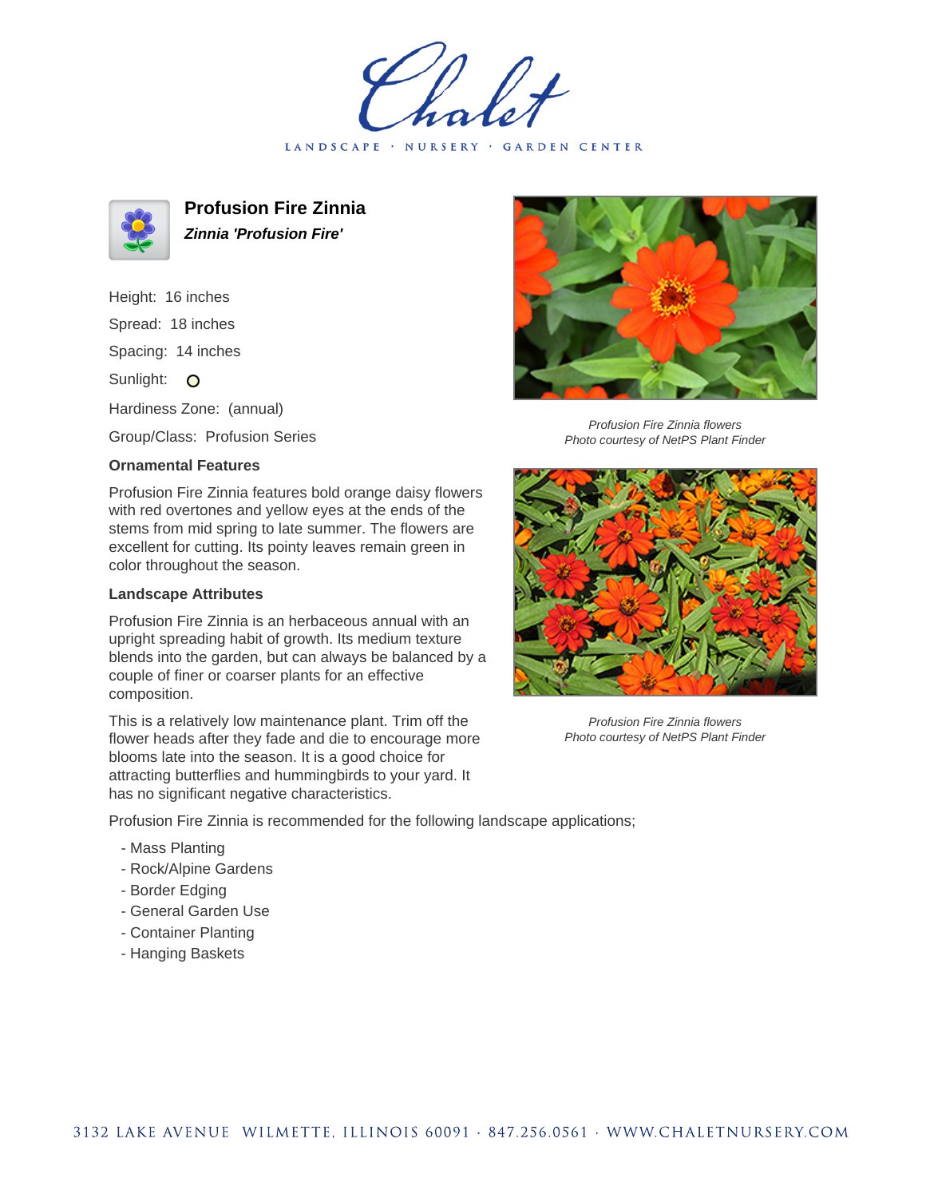# Profusion Fire Zinnia

***Zinnia 'Profusion Fire'***

Height: 16 inches

Spread: 18 inches

Spacing: 14 inches

Sunlight: O

Hardiness Zone: (annual)

Group/Class: Profusion Series

### Ornamental Features

Profusion Fire Zinnia features bold orange daisy flowers with red overtones and yellow eyes at the ends of the stems from mid spring to late summer. The flowers are excellent for cutting. Its pointy leaves remain green in color throughout the season.

### Landscape Attributes

Profusion Fire Zinnia is an herbaceous annual with an upright spreading habit of growth. Its medium texture blends into the garden, but can always be balanced by a couple of finer or coarser plants for an effective composition.

This is a relatively low maintenance plant. Trim off the flower heads after they fade and die to encourage more blooms late into the season. It is a good choice for attracting butterflies and hummingbirds to your yard. It has no significant negative characteristics.

Profusion Fire Zinnia is recommended for the following landscape applications;

- Mass Planting
- Rock/Alpine Gardens
- Border Edging
- General Garden Use
- Container Planting
- Hanging Baskets

*Profusion Fire Zinnia flowers*
*Photo courtesy of NetPS Plant Finder*

*Profusion Fire Zinnia flowers*
*Photo courtesy of NetPS Plant Finder*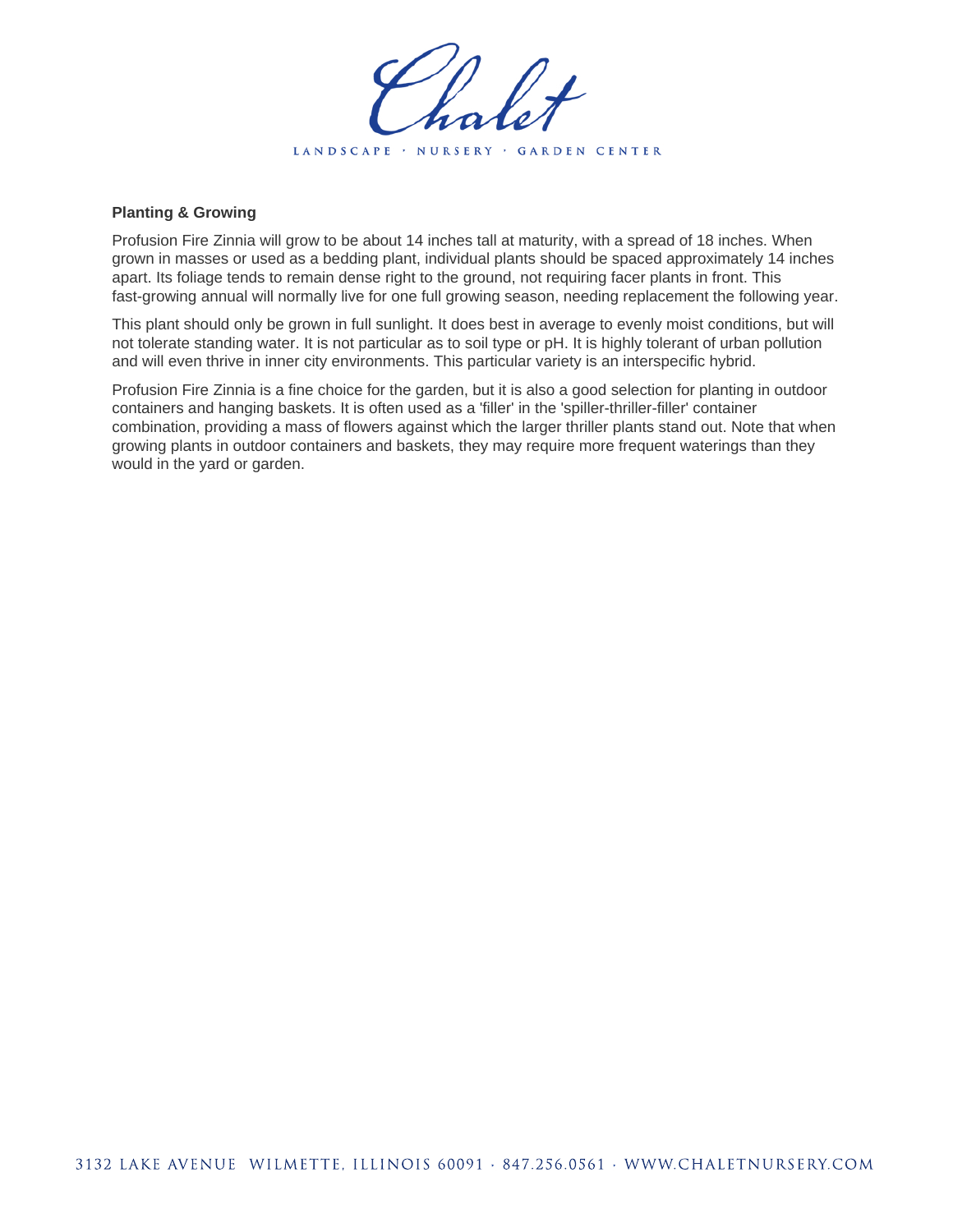**Planting & Growing**

Profusion Fire Zinnia will grow to be about 14 inches tall at maturity, with a spread of 18 inches. When grown in masses or used as a bedding plant, individual plants should be spaced approximately 14 inches apart. Its foliage tends to remain dense right to the ground, not requiring facer plants in front. This fast-growing annual will normally live for one full growing season, needing replacement the following year.

This plant should only be grown in full sunlight. It does best in average to evenly moist conditions, but will not tolerate standing water. It is not particular as to soil type or pH. It is highly tolerant of urban pollution and will even thrive in inner city environments. This particular variety is an interspecific hybrid.

Profusion Fire Zinnia is a fine choice for the garden, but it is also a good selection for planting in outdoor containers and hanging baskets. It is often used as a 'filler' in the 'spiller-thriller-filler' container combination, providing a mass of flowers against which the larger thriller plants stand out. Note that when growing plants in outdoor containers and baskets, they may require more frequent waterings than they would in the yard or garden.